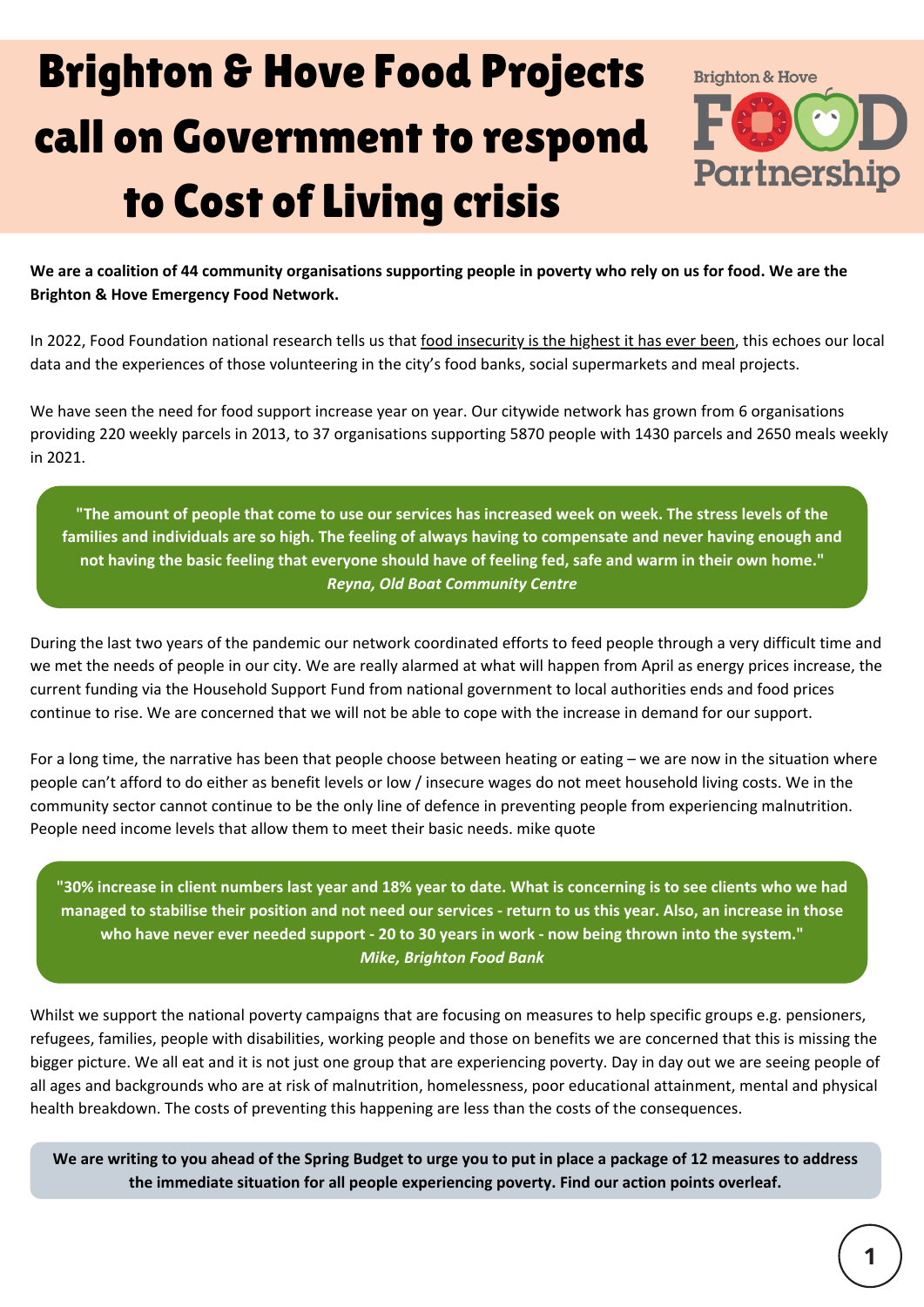# Brighton & Hove Food Projects call on Government to respond to Cost of Living crisis

Brighton & Hove FOOD Partnership

**We are a coalition of 44 community organisations supporting people in poverty who rely on us for food. We are the Brighton & Hove Emergency Food Network.**

In 2022, Food Foundation national research tells us that food insecurity is the highest it has ever been, this echoes our local data and the experiences of those volunteering in the city's food banks, social supermarkets and meal projects.

We have seen the need for food support increase year on year. Our citywide network has grown from 6 organisations providing 220 weekly parcels in 2013, to 37 organisations supporting 5870 people with 1430 parcels and 2650 meals weekly in 2021.

> **"The amount of people that come to use our services has increased week on week. The stress levels of the families and individuals are so high. The feeling of always having to compensate and never having enough and not having the basic feeling that everyone should have of feeling fed, safe and warm in their own home."**
> ***Reyna, Old Boat Community Centre***

During the last two years of the pandemic our network coordinated efforts to feed people through a very difficult time and we met the needs of people in our city. We are really alarmed at what will happen from April as energy prices increase, the current funding via the Household Support Fund from national government to local authorities ends and food prices continue to rise. We are concerned that we will not be able to cope with the increase in demand for our support.

For a long time, the narrative has been that people choose between heating or eating – we are now in the situation where people can't afford to do either as benefit levels or low / insecure wages do not meet household living costs. We in the community sector cannot continue to be the only line of defence in preventing people from experiencing malnutrition. People need income levels that allow them to meet their basic needs. mike quote

> **"30% increase in client numbers last year and 18% year to date. What is concerning is to see clients who we had managed to stabilise their position and not need our services - return to us this year. Also, an increase in those who have never ever needed support - 20 to 30 years in work - now being thrown into the system."**
> ***Mike, Brighton Food Bank***

Whilst we support the national poverty campaigns that are focusing on measures to help specific groups e.g. pensioners, refugees, families, people with disabilities, working people and those on benefits we are concerned that this is missing the bigger picture. We all eat and it is not just one group that are experiencing poverty. Day in day out we are seeing people of all ages and backgrounds who are at risk of malnutrition, homelessness, poor educational attainment, mental and physical health breakdown. The costs of preventing this happening are less than the costs of the consequences.

**We are writing to you ahead of the Spring Budget to urge you to put in place a package of 12 measures to address the immediate situation for all people experiencing poverty. Find our action points overleaf.**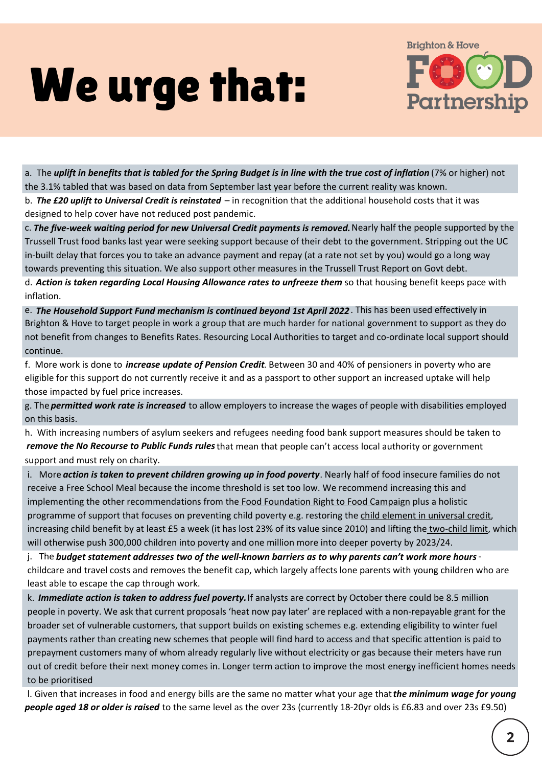# We urge that:

a. The ***uplift in benefits that is tabled for the Spring Budget is in line with the true cost of inflation*** (7% or higher) not the 3.1% tabled that was based on data from September last year before the current reality was known.

b. ***The £20 uplift to Universal Credit is reinstated*** – in recognition that the additional household costs that it was designed to help cover have not reduced post pandemic.

c. ***The five-week waiting period for new Universal Credit payments is removed.*** Nearly half the people supported by the Trussell Trust food banks last year were seeking support because of their debt to the government. Stripping out the UC in-built delay that forces you to take an advance payment and repay (at a rate not set by you) would go a long way towards preventing this situation. We also support other measures in the Trussell Trust Report on Govt debt.

d. ***Action is taken regarding Local Housing Allowance rates to unfreeze them*** so that housing benefit keeps pace with inflation.

e. ***The Household Support Fund mechanism is continued beyond 1st April 2022***. This has been used effectively in Brighton & Hove to target people in work a group that are much harder for national government to support as they do not benefit from changes to Benefits Rates. Resourcing Local Authorities to target and co-ordinate local support should continue.

f. More work is done to ***increase update of Pension Credit***. Between 30 and 40% of pensioners in poverty who are eligible for this support do not currently receive it and as a passport to other support an increased uptake will help those impacted by fuel price increases.

g. The ***permitted work rate is increased*** to allow employers to increase the wages of people with disabilities employed on this basis.

h. With increasing numbers of asylum seekers and refugees needing food bank support measures should be taken to ***remove the No Recourse to Public Funds rules*** that mean that people can't access local authority or government support and must rely on charity.

i. More ***action is taken to prevent children growing up in food poverty***. Nearly half of food insecure families do not receive a Free School Meal because the income threshold is set too low. We recommend increasing this and implementing the other recommendations from the Food Foundation Right to Food Campaign plus a holistic programme of support that focuses on preventing child poverty e.g. restoring the child element in universal credit, increasing child benefit by at least £5 a week (it has lost 23% of its value since 2010) and lifting the two-child limit, which will otherwise push 300,000 children into poverty and one million more into deeper poverty by 2023/24.

j. The ***budget statement addresses two of the well-known barriers as to why parents can't work more hours*** - childcare and travel costs and removes the benefit cap, which largely affects lone parents with young children who are least able to escape the cap through work.

k. ***Immediate action is taken to address fuel poverty.*** If analysts are correct by October there could be 8.5 million people in poverty. We ask that current proposals 'heat now pay later' are replaced with a non-repayable grant for the broader set of vulnerable customers, that support builds on existing schemes e.g. extending eligibility to winter fuel payments rather than creating new schemes that people will find hard to access and that specific attention is paid to prepayment customers many of whom already regularly live without electricity or gas because their meters have run out of credit before their next money comes in. Longer term action to improve the most energy inefficient homes needs to be prioritised

l. Given that increases in food and energy bills are the same no matter what your age that ***the minimum wage for young people aged 18 or older is raised*** to the same level as the over 23s (currently 18-20yr olds is £6.83 and over 23s £9.50)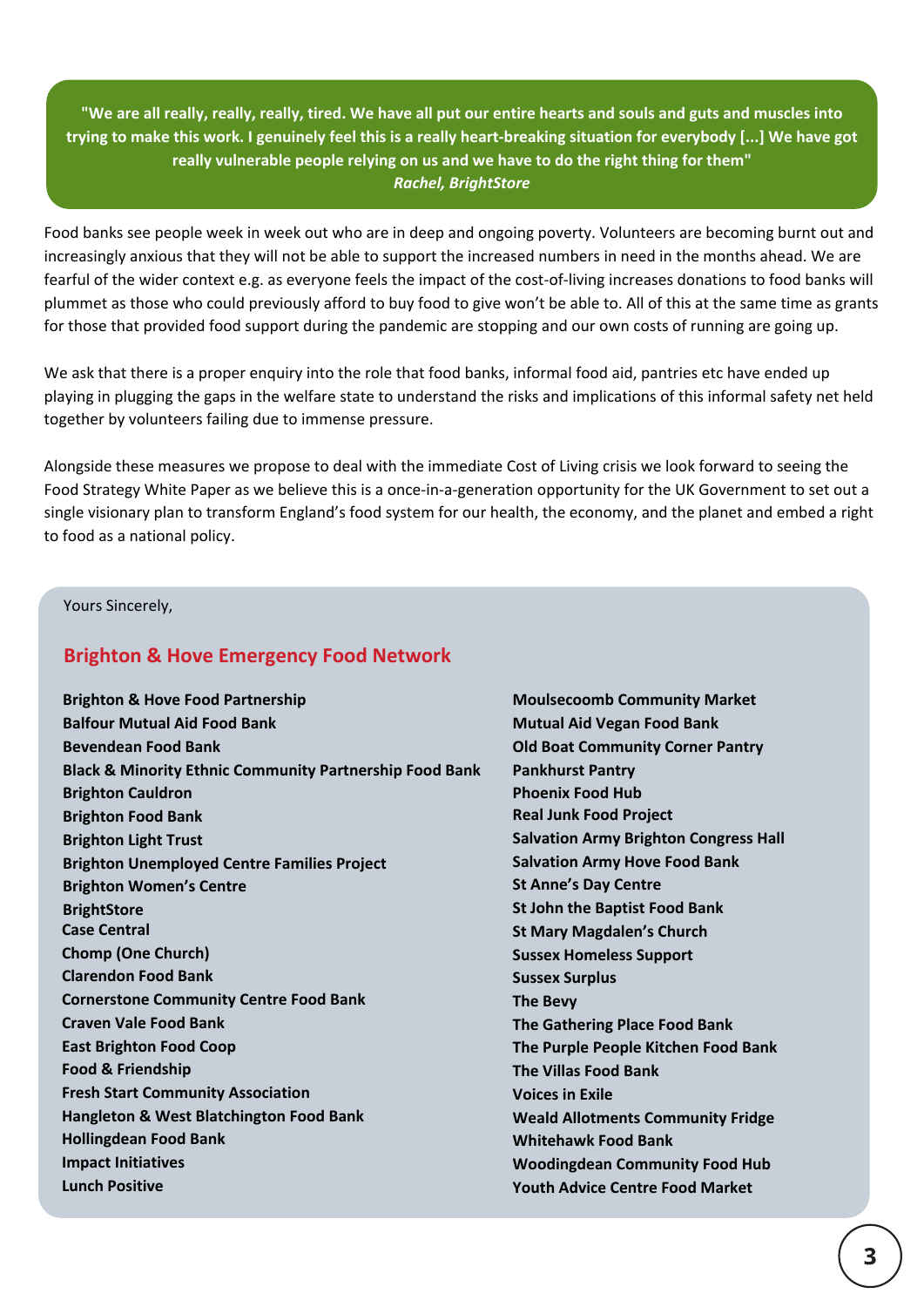> **"We are all really, really, really, tired. We have all put our entire hearts and souls and guts and muscles into trying to make this work. I genuinely feel this is a really heart-breaking situation for everybody [...] We have got really vulnerable people relying on us and we have to do the right thing for them"**
> ***Rachel, BrightStore***

Food banks see people week in week out who are in deep and ongoing poverty. Volunteers are becoming burnt out and increasingly anxious that they will not be able to support the increased numbers in need in the months ahead. We are fearful of the wider context e.g. as everyone feels the impact of the cost-of-living increases donations to food banks will plummet as those who could previously afford to buy food to give won't be able to. All of this at the same time as grants for those that provided food support during the pandemic are stopping and our own costs of running are going up.

We ask that there is a proper enquiry into the role that food banks, informal food aid, pantries etc have ended up playing in plugging the gaps in the welfare state to understand the risks and implications of this informal safety net held together by volunteers failing due to immense pressure.

Alongside these measures we propose to deal with the immediate Cost of Living crisis we look forward to seeing the Food Strategy White Paper as we believe this is a once-in-a-generation opportunity for the UK Government to set out a single visionary plan to transform England's food system for our health, the economy, and the planet and embed a right to food as a national policy.

Yours Sincerely,

## Brighton & Hove Emergency Food Network

**Brighton & Hove Food Partnership**
**Balfour Mutual Aid Food Bank**
**Bevendean Food Bank**
**Black & Minority Ethnic Community Partnership Food Bank**
**Brighton Cauldron**
**Brighton Food Bank**
**Brighton Light Trust**
**Brighton Unemployed Centre Families Project**
**Brighton Women's Centre**
**BrightStore**
**Case Central**
**Chomp (One Church)**
**Clarendon Food Bank**
**Cornerstone Community Centre Food Bank**
**Craven Vale Food Bank**
**East Brighton Food Coop**
**Food & Friendship**
**Fresh Start Community Association**
**Hangleton & West Blatchington Food Bank**
**Hollingdean Food Bank**
**Impact Initiatives**
**Lunch Positive**
**Moulsecoomb Community Market**
**Mutual Aid Vegan Food Bank**
**Old Boat Community Corner Pantry**
**Pankhurst Pantry**
**Phoenix Food Hub**
**Real Junk Food Project**
**Salvation Army Brighton Congress Hall**
**Salvation Army Hove Food Bank**
**St Anne's Day Centre**
**St John the Baptist Food Bank**
**St Mary Magdalen's Church**
**Sussex Homeless Support**
**Sussex Surplus**
**The Bevy**
**The Gathering Place Food Bank**
**The Purple People Kitchen Food Bank**
**The Villas Food Bank**
**Voices in Exile**
**Weald Allotments Community Fridge**
**Whitehawk Food Bank**
**Woodingdean Community Food Hub**
**Youth Advice Centre Food Market**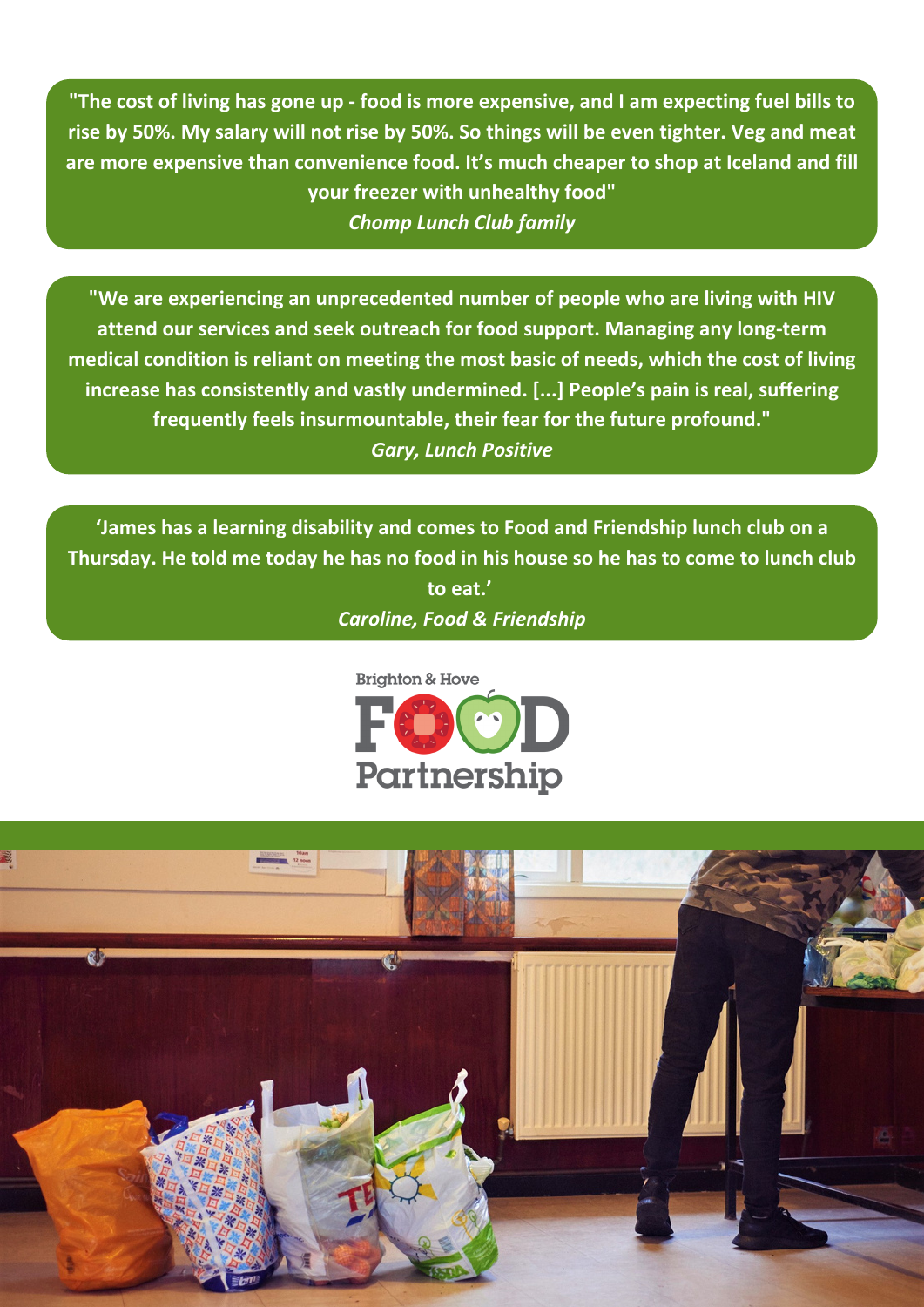**"The cost of living has gone up - food is more expensive, and I am expecting fuel bills to rise by 50%. My salary will not rise by 50%. So things will be even tighter. Veg and meat are more expensive than convenience food. It's much cheaper to shop at Iceland and fill your freezer with unhealthy food"**

***Chomp Lunch Club family***

**"We are experiencing an unprecedented number of people who are living with HIV attend our services and seek outreach for food support. Managing any long-term medical condition is reliant on meeting the most basic of needs, which the cost of living increase has consistently and vastly undermined. [...] People's pain is real, suffering frequently feels insurmountable, their fear for the future profound."**

***Gary, Lunch Positive***

**'James has a learning disability and comes to Food and Friendship lunch club on a Thursday. He told me today he has no food in his house so he has to come to lunch club to eat.'**

***Caroline, Food & Friendship***

Brighton & Hove Food Partnership